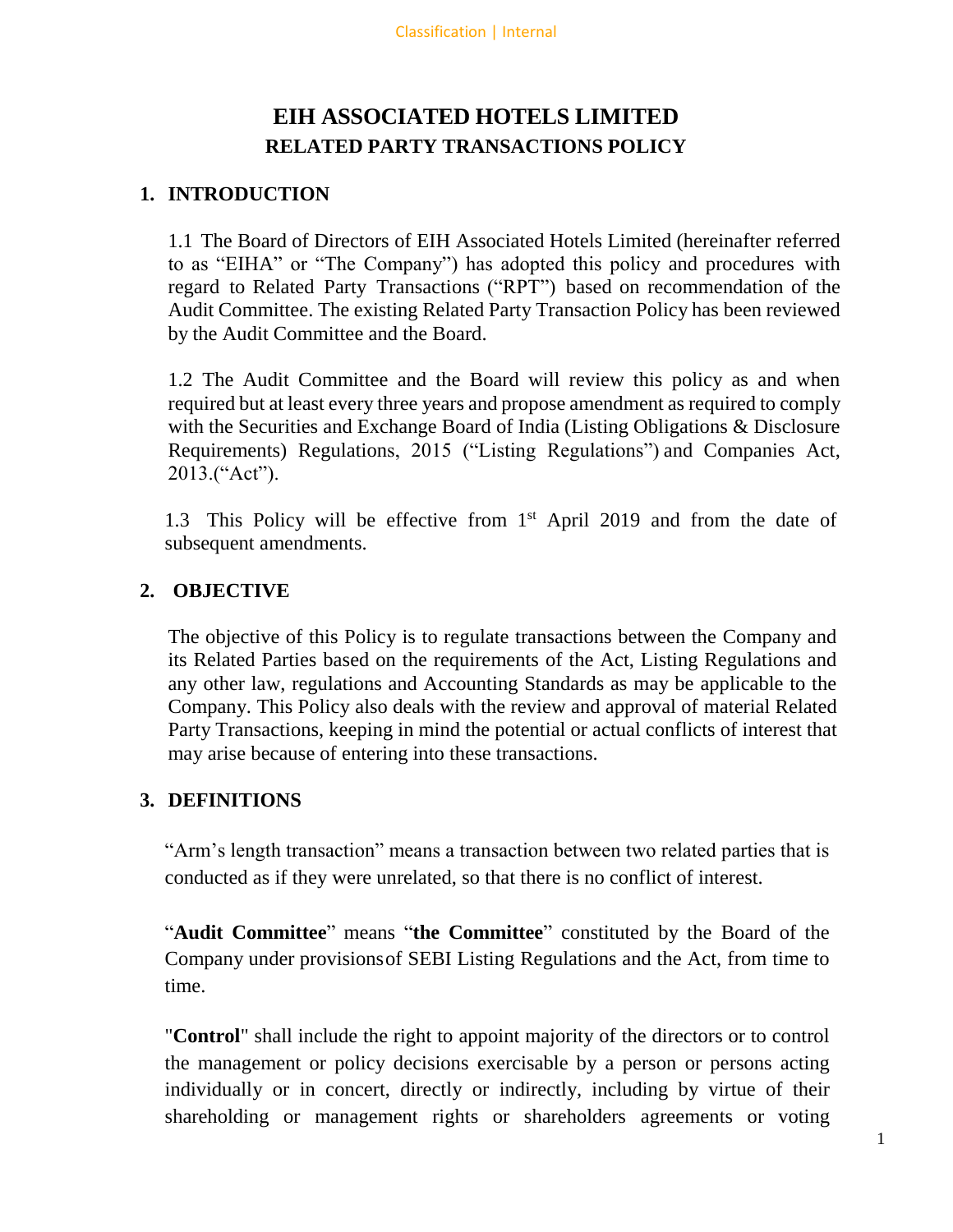# EIH ASSOCIATED HOTELS LIMITED

## RELATED PARTY TRANSACTIONS POLICY

## 1. INTRODUCTION

1.1 The Board of Directors of EIH Associated Hotels Limited (hereinafter referred to as "EIHA" or "The Company") has adopted this policy and procedures with regard to Related Party Transactions ("RPT") based on recommendation of the Audit Committee. The existing Related Party Transaction Policy has been reviewed by the Audit Committee and the Board.

1.2 The Audit Committee and the Board will review this policy as and when required but at least every three years and propose amendment as required to comply with the Securities and Exchange Board of India (Listing Obligations & Disclosure Requirements) Regulations, 2015 ("Listing Regulations") and Companies Act, 2013.("Act").

1.3 This Policy will be effective from 1st April 2019 and from the date of subsequent amendments.

## 2. OBJECTIVE

The objective of this Policy is to regulate transactions between the Company and its Related Parties based on the requirements of the Act, Listing Regulations and any other law, regulations and Accounting Standards as may be applicable to the Company. This Policy also deals with the review and approval of material Related Party Transactions, keeping in mind the potential or actual conflicts of interest that may arise because of entering into these transactions.

## 3. DEFINITIONS

"Arm's length transaction" means a transaction between two related parties that is conducted as if they were unrelated, so that there is no conflict of interest.

"**Audit Committee**" means "**the Committee**" constituted by the Board of the Company under provisions of SEBI Listing Regulations and the Act, from time to time.

"**Control**" shall include the right to appoint majority of the directors or to control the management or policy decisions exercisable by a person or persons acting individually or in concert, directly or indirectly, including by virtue of their shareholding or management rights or shareholders agreements or voting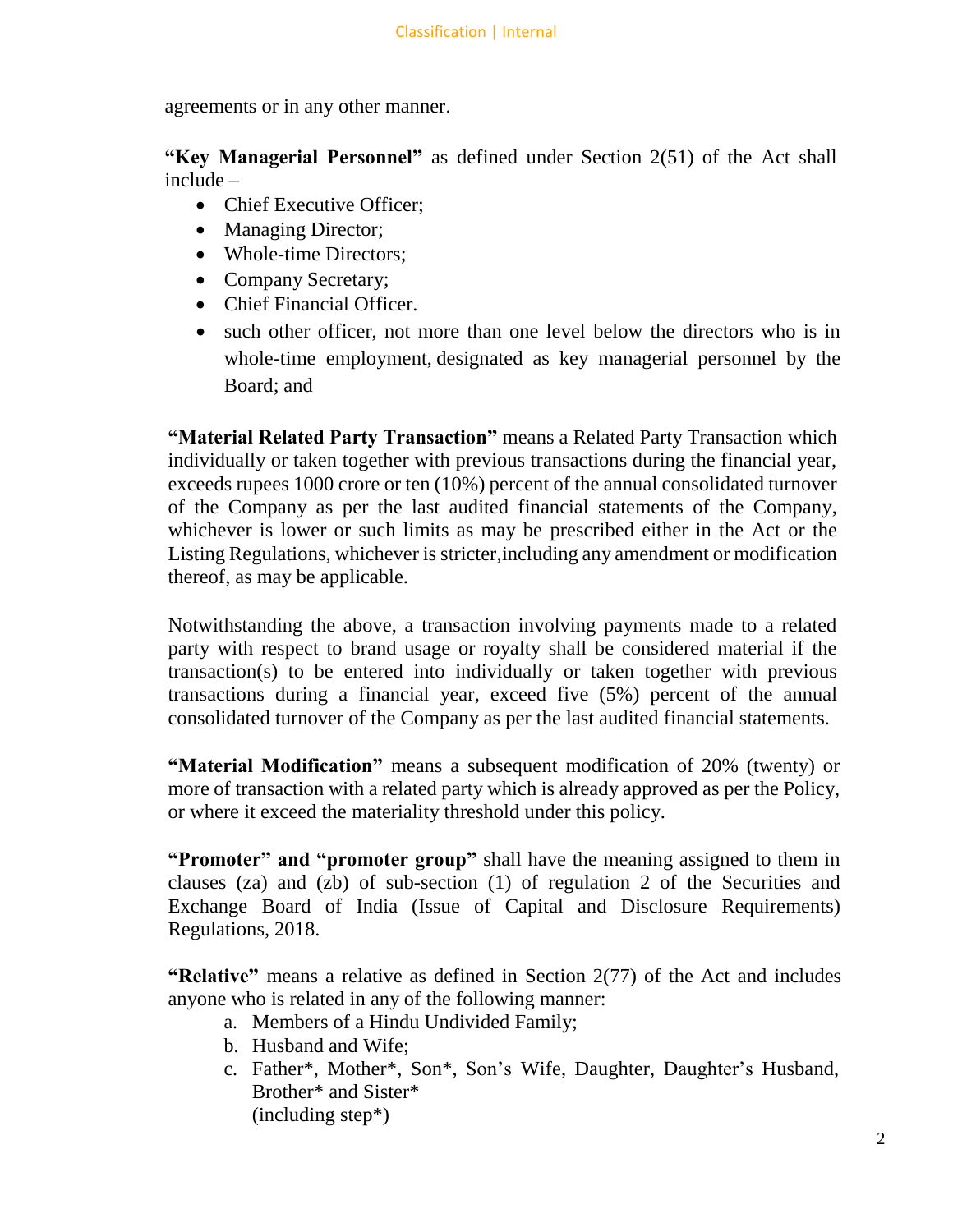agreements or in any other manner.

**"Key Managerial Personnel"** as defined under Section 2(51) of the Act shall include –

- Chief Executive Officer;
- Managing Director;
- Whole-time Directors;
- Company Secretary;
- Chief Financial Officer.
- such other officer, not more than one level below the directors who is in whole-time employment, designated as key managerial personnel by the Board; and

**"Material Related Party Transaction"** means a Related Party Transaction which individually or taken together with previous transactions during the financial year, exceeds rupees 1000 crore or ten (10%) percent of the annual consolidated turnover of the Company as per the last audited financial statements of the Company, whichever is lower or such limits as may be prescribed either in the Act or the Listing Regulations, whichever is stricter,including any amendment or modification thereof, as may be applicable.

Notwithstanding the above, a transaction involving payments made to a related party with respect to brand usage or royalty shall be considered material if the transaction(s) to be entered into individually or taken together with previous transactions during a financial year, exceed five (5%) percent of the annual consolidated turnover of the Company as per the last audited financial statements.

**"Material Modification"** means a subsequent modification of 20% (twenty) or more of transaction with a related party which is already approved as per the Policy, or where it exceed the materiality threshold under this policy.

**"Promoter" and "promoter group"** shall have the meaning assigned to them in clauses (za) and (zb) of sub-section (1) of regulation 2 of the Securities and Exchange Board of India (Issue of Capital and Disclosure Requirements) Regulations, 2018.

**"Relative"** means a relative as defined in Section 2(77) of the Act and includes anyone who is related in any of the following manner:

a. Members of a Hindu Undivided Family;
b. Husband and Wife;
c. Father*, Mother*, Son*, Son's Wife, Daughter, Daughter's Husband, Brother* and Sister*
(including step*)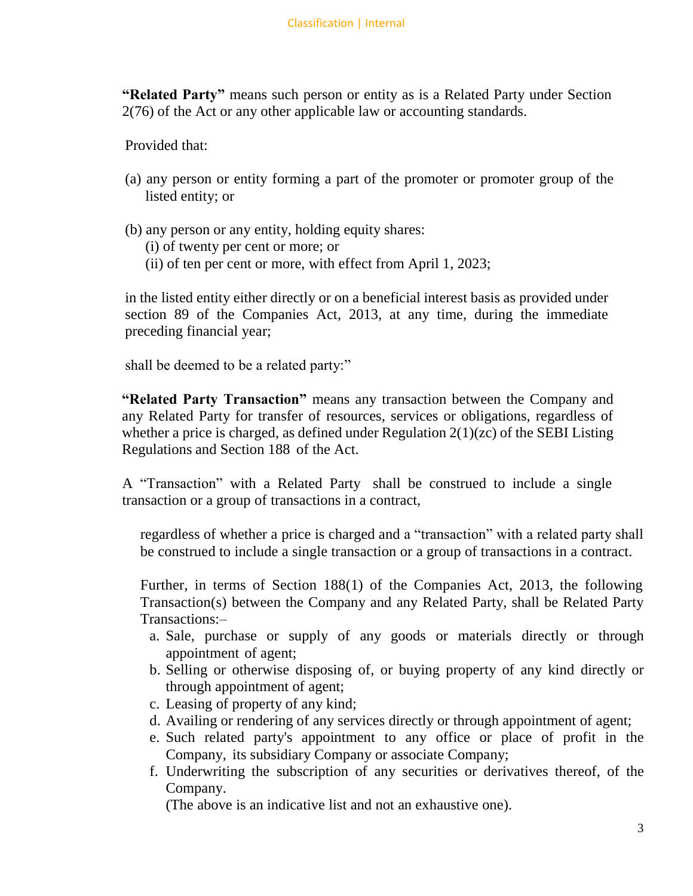**"Related Party"** means such person or entity as is a Related Party under Section 2(76) of the Act or any other applicable law or accounting standards.

Provided that:

(a) any person or entity forming a part of the promoter or promoter group of the listed entity; or

(b) any person or any entity, holding equity shares:
   (i) of twenty per cent or more; or
   (ii) of ten per cent or more, with effect from April 1, 2023;

in the listed entity either directly or on a beneficial interest basis as provided under section 89 of the Companies Act, 2013, at any time, during the immediate preceding financial year;

shall be deemed to be a related party:"

**"Related Party Transaction"** means any transaction between the Company and any Related Party for transfer of resources, services or obligations, regardless of whether a price is charged, as defined under Regulation 2(1)(zc) of the SEBI Listing Regulations and Section 188 of the Act.

A "Transaction" with a Related Party shall be construed to include a single transaction or a group of transactions in a contract,

regardless of whether a price is charged and a "transaction" with a related party shall be construed to include a single transaction or a group of transactions in a contract.

Further, in terms of Section 188(1) of the Companies Act, 2013, the following Transaction(s) between the Company and any Related Party, shall be Related Party Transactions:–

a. Sale, purchase or supply of any goods or materials directly or through appointment of agent;
b. Selling or otherwise disposing of, or buying property of any kind directly or through appointment of agent;
c. Leasing of property of any kind;
d. Availing or rendering of any services directly or through appointment of agent;
e. Such related party's appointment to any office or place of profit in the Company, its subsidiary Company or associate Company;
f. Underwriting the subscription of any securities or derivatives thereof, of the Company.
   (The above is an indicative list and not an exhaustive one).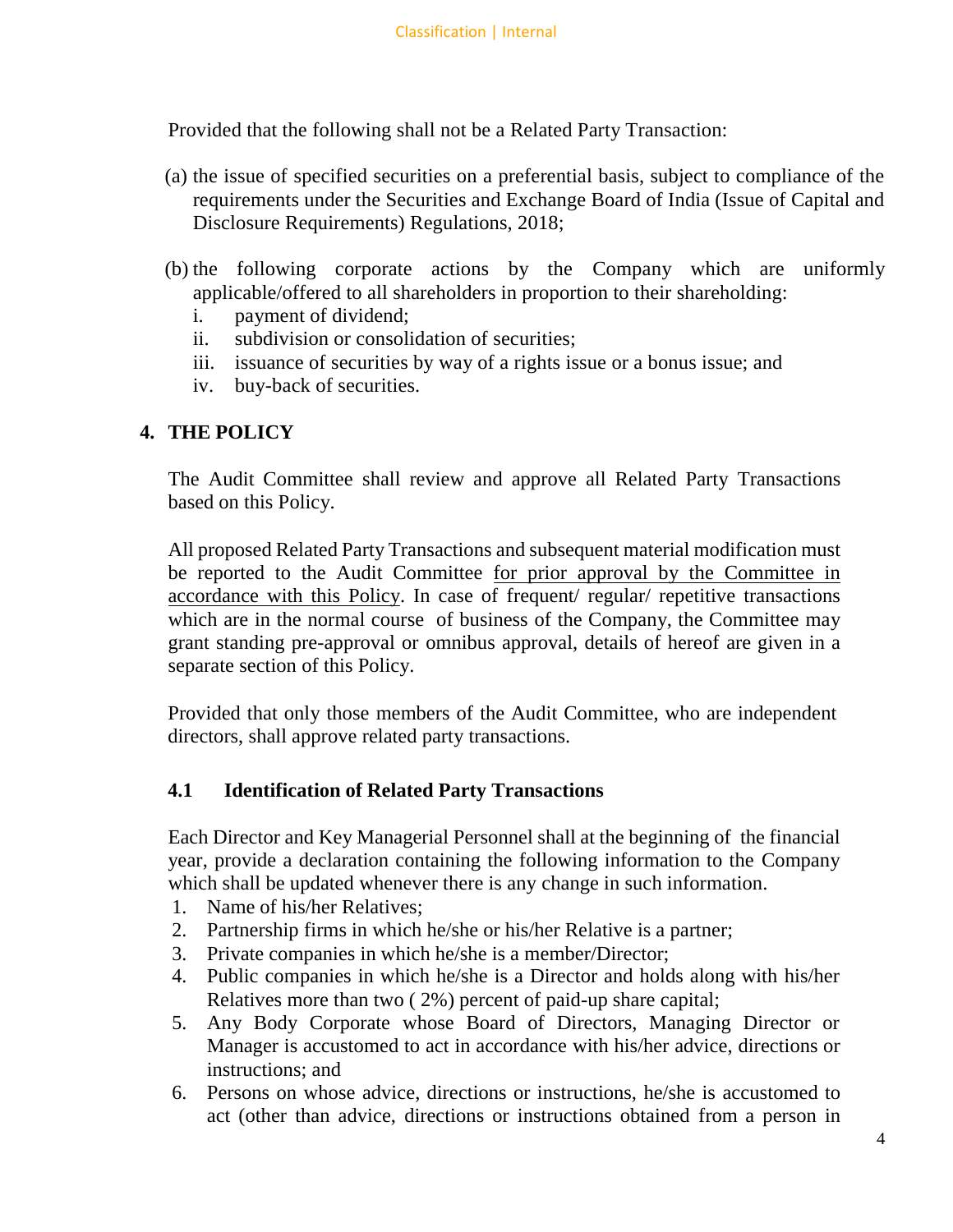Provided that the following shall not be a Related Party Transaction:

(a) the issue of specified securities on a preferential basis, subject to compliance of the requirements under the Securities and Exchange Board of India (Issue of Capital and Disclosure Requirements) Regulations, 2018;

(b) the following corporate actions by the Company which are uniformly applicable/offered to all shareholders in proportion to their shareholding:
   i. payment of dividend;
   ii. subdivision or consolidation of securities;
   iii. issuance of securities by way of a rights issue or a bonus issue; and
   iv. buy-back of securities.

## 4. THE POLICY

The Audit Committee shall review and approve all Related Party Transactions based on this Policy.

All proposed Related Party Transactions and subsequent material modification must be reported to the Audit Committee <u>for prior approval by the Committee in accordance with this Policy</u>. In case of frequent/ regular/ repetitive transactions which are in the normal course of business of the Company, the Committee may grant standing pre-approval or omnibus approval, details of hereof are given in a separate section of this Policy.

Provided that only those members of the Audit Committee, who are independent directors, shall approve related party transactions.

### 4.1 Identification of Related Party Transactions

Each Director and Key Managerial Personnel shall at the beginning of the financial year, provide a declaration containing the following information to the Company which shall be updated whenever there is any change in such information.

1. Name of his/her Relatives;
2. Partnership firms in which he/she or his/her Relative is a partner;
3. Private companies in which he/she is a member/Director;
4. Public companies in which he/she is a Director and holds along with his/her Relatives more than two ( 2%) percent of paid-up share capital;
5. Any Body Corporate whose Board of Directors, Managing Director or Manager is accustomed to act in accordance with his/her advice, directions or instructions; and
6. Persons on whose advice, directions or instructions, he/she is accustomed to act (other than advice, directions or instructions obtained from a person in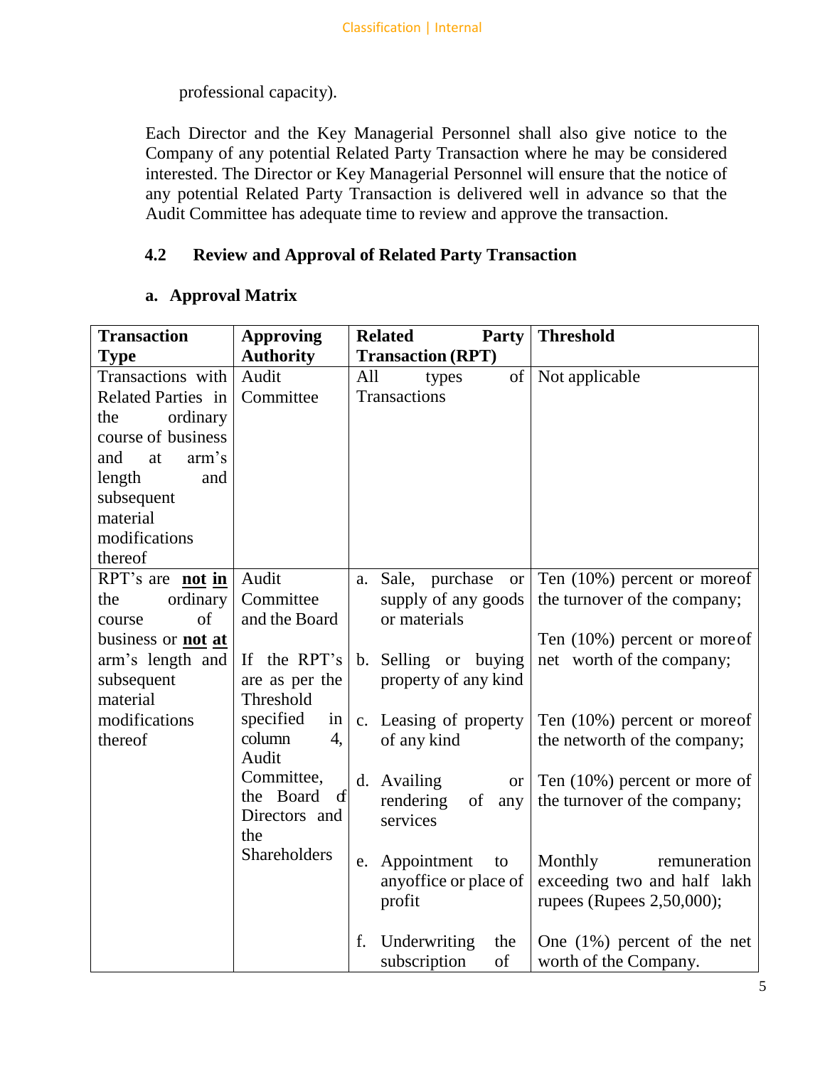professional capacity).

Each Director and the Key Managerial Personnel shall also give notice to the Company of any potential Related Party Transaction where he may be considered interested. The Director or Key Managerial Personnel will ensure that the notice of any potential Related Party Transaction is delivered well in advance so that the Audit Committee has adequate time to review and approve the transaction.

### 4.2 Review and Approval of Related Party Transaction

#### a. Approval Matrix

| Transaction Type | Approving Authority | Related Party Transaction (RPT) | Threshold |
|---|---|---|---|
| Transactions with Related Parties in the ordinary course of business and at arm's length and subsequent material modifications thereof | Audit Committee | All types of Transactions | Not applicable |
| RPT's are **not in** the ordinary course of business or **not at** arm's length and subsequent material modifications thereof | Audit Committee and the Board<br><br>If the RPT's are as per the Threshold specified in column 4, Audit Committee, the Board of Directors and the Shareholders | a. Sale, purchase or supply of any goods or materials<br><br>b. Selling or buying property of any kind<br><br>c. Leasing of property of any kind<br><br>d. Availing or rendering of any services<br><br>e. Appointment to anyoffice or place of profit<br><br>f. Underwriting the subscription of | Ten (10%) percent or moreof the turnover of the company;<br><br>Ten (10%) percent or moreof net worth of the company;<br><br>Ten (10%) percent or moreof the networth of the company;<br><br>Ten (10%) percent or more of the turnover of the company;<br><br>Monthly remuneration exceeding two and half lakh rupees (Rupees 2,50,000);<br><br>One (1%) percent of the net worth of the Company. |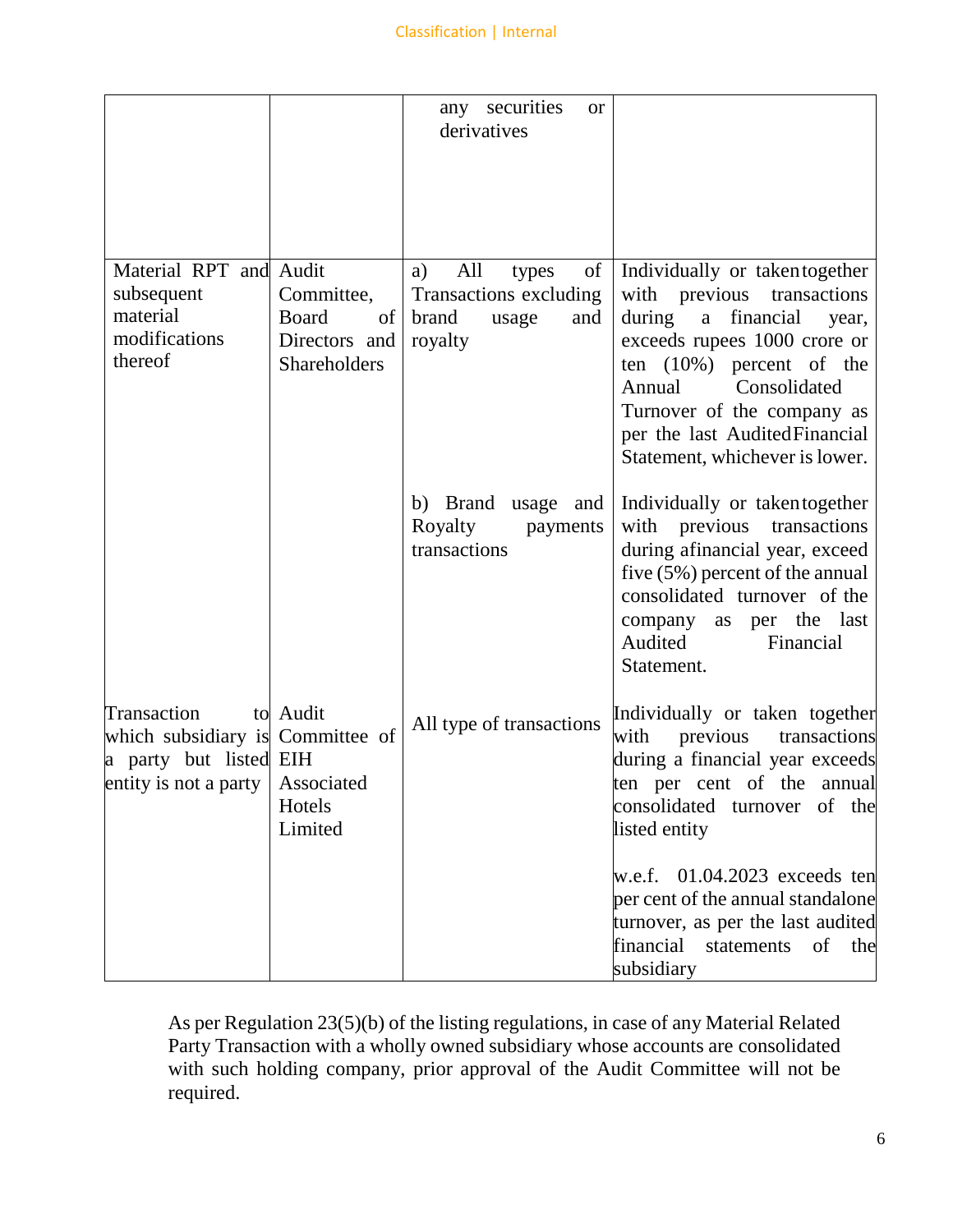| | | any securities or derivatives | |
|---|---|---|---|
| Material RPT and subsequent material modifications thereof | Audit Committee, Board of Directors and Shareholders | a) All types of Transactions excluding brand usage and royalty | Individually or taken together with previous transactions during a financial year, exceeds rupees 1000 crore or ten (10%) percent of the Annual Consolidated Turnover of the company as per the last Audited Financial Statement, whichever is lower. |
| | | b) Brand usage and Royalty payments transactions | Individually or taken together with previous transactions during a financial year, exceed five (5%) percent of the annual consolidated turnover of the company as per the last Audited Financial Statement. |
| Transaction to which subsidiary is a party but listed entity is not a party | Audit Committee of EIH Associated Hotels Limited | All type of transactions | Individually or taken together with previous transactions during a financial year exceeds ten per cent of the annual consolidated turnover of the listed entity<br><br>w.e.f. 01.04.2023 exceeds ten per cent of the annual standalone turnover, as per the last audited financial statements of the subsidiary |

As per Regulation 23(5)(b) of the listing regulations, in case of any Material Related Party Transaction with a wholly owned subsidiary whose accounts are consolidated with such holding company, prior approval of the Audit Committee will not be required.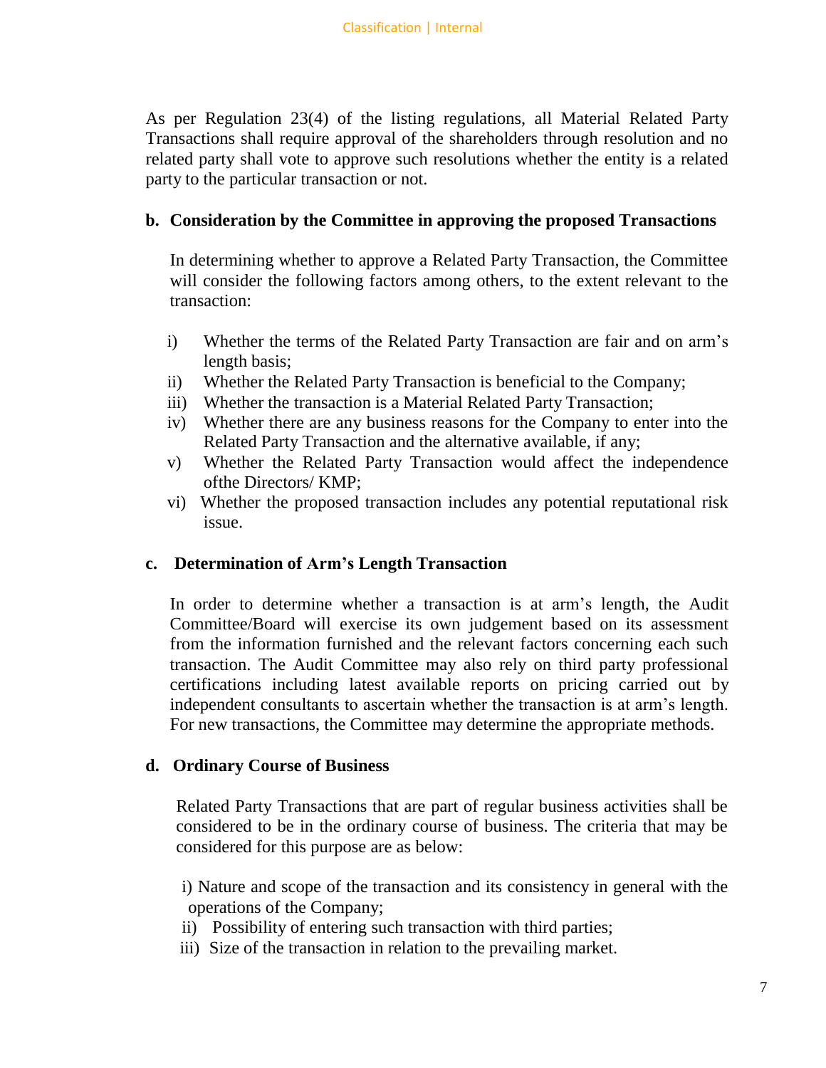As per Regulation 23(4) of the listing regulations, all Material Related Party Transactions shall require approval of the shareholders through resolution and no related party shall vote to approve such resolutions whether the entity is a related party to the particular transaction or not.

**b. Consideration by the Committee in approving the proposed Transactions**

In determining whether to approve a Related Party Transaction, the Committee will consider the following factors among others, to the extent relevant to the transaction:

i) Whether the terms of the Related Party Transaction are fair and on arm's length basis;
ii) Whether the Related Party Transaction is beneficial to the Company;
iii) Whether the transaction is a Material Related Party Transaction;
iv) Whether there are any business reasons for the Company to enter into the Related Party Transaction and the alternative available, if any;
v) Whether the Related Party Transaction would affect the independence ofthe Directors/ KMP;
vi) Whether the proposed transaction includes any potential reputational risk issue.

**c. Determination of Arm's Length Transaction**

In order to determine whether a transaction is at arm's length, the Audit Committee/Board will exercise its own judgement based on its assessment from the information furnished and the relevant factors concerning each such transaction. The Audit Committee may also rely on third party professional certifications including latest available reports on pricing carried out by independent consultants to ascertain whether the transaction is at arm's length. For new transactions, the Committee may determine the appropriate methods.

**d. Ordinary Course of Business**

Related Party Transactions that are part of regular business activities shall be considered to be in the ordinary course of business. The criteria that may be considered for this purpose are as below:

i) Nature and scope of the transaction and its consistency in general with the operations of the Company;
ii) Possibility of entering such transaction with third parties;
iii) Size of the transaction in relation to the prevailing market.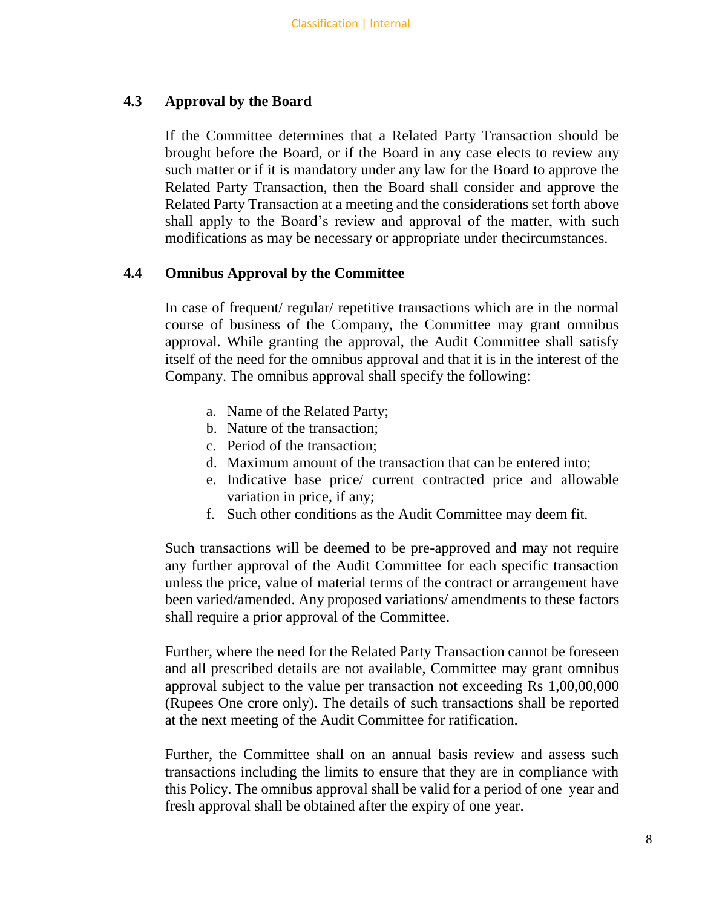### 4.3 Approval by the Board

If the Committee determines that a Related Party Transaction should be brought before the Board, or if the Board in any case elects to review any such matter or if it is mandatory under any law for the Board to approve the Related Party Transaction, then the Board shall consider and approve the Related Party Transaction at a meeting and the considerations set forth above shall apply to the Board's review and approval of the matter, with such modifications as may be necessary or appropriate under thecircumstances.

### 4.4 Omnibus Approval by the Committee

In case of frequent/ regular/ repetitive transactions which are in the normal course of business of the Company, the Committee may grant omnibus approval. While granting the approval, the Audit Committee shall satisfy itself of the need for the omnibus approval and that it is in the interest of the Company. The omnibus approval shall specify the following:

a. Name of the Related Party;
b. Nature of the transaction;
c. Period of the transaction;
d. Maximum amount of the transaction that can be entered into;
e. Indicative base price/ current contracted price and allowable variation in price, if any;
f. Such other conditions as the Audit Committee may deem fit.

Such transactions will be deemed to be pre-approved and may not require any further approval of the Audit Committee for each specific transaction unless the price, value of material terms of the contract or arrangement have been varied/amended. Any proposed variations/ amendments to these factors shall require a prior approval of the Committee.

Further, where the need for the Related Party Transaction cannot be foreseen and all prescribed details are not available, Committee may grant omnibus approval subject to the value per transaction not exceeding Rs 1,00,00,000 (Rupees One crore only). The details of such transactions shall be reported at the next meeting of the Audit Committee for ratification.

Further, the Committee shall on an annual basis review and assess such transactions including the limits to ensure that they are in compliance with this Policy. The omnibus approval shall be valid for a period of one year and fresh approval shall be obtained after the expiry of one year.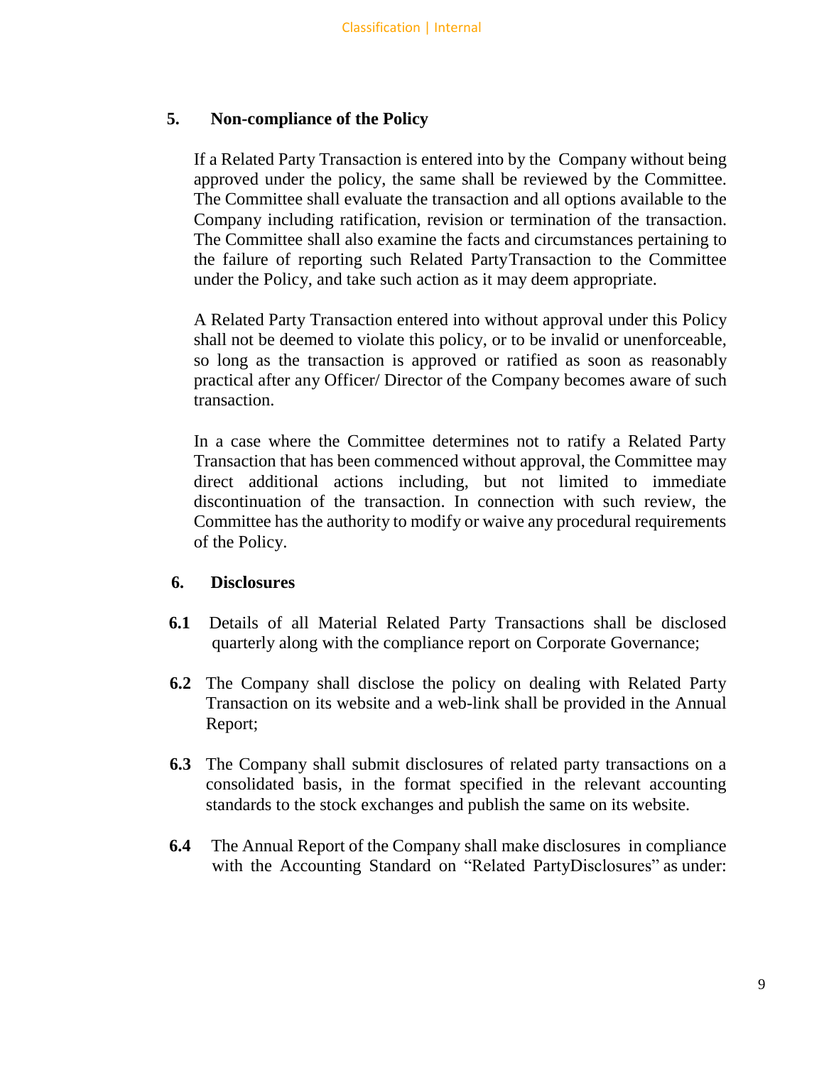## 5. Non-compliance of the Policy

If a Related Party Transaction is entered into by the Company without being approved under the policy, the same shall be reviewed by the Committee. The Committee shall evaluate the transaction and all options available to the Company including ratification, revision or termination of the transaction. The Committee shall also examine the facts and circumstances pertaining to the failure of reporting such Related PartyTransaction to the Committee under the Policy, and take such action as it may deem appropriate.

A Related Party Transaction entered into without approval under this Policy shall not be deemed to violate this policy, or to be invalid or unenforceable, so long as the transaction is approved or ratified as soon as reasonably practical after any Officer/ Director of the Company becomes aware of such transaction.

In a case where the Committee determines not to ratify a Related Party Transaction that has been commenced without approval, the Committee may direct additional actions including, but not limited to immediate discontinuation of the transaction. In connection with such review, the Committee has the authority to modify or waive any procedural requirements of the Policy.

## 6. Disclosures

**6.1** Details of all Material Related Party Transactions shall be disclosed quarterly along with the compliance report on Corporate Governance;

**6.2** The Company shall disclose the policy on dealing with Related Party Transaction on its website and a web-link shall be provided in the Annual Report;

**6.3** The Company shall submit disclosures of related party transactions on a consolidated basis, in the format specified in the relevant accounting standards to the stock exchanges and publish the same on its website.

**6.4** The Annual Report of the Company shall make disclosures in compliance with the Accounting Standard on "Related PartyDisclosures" as under: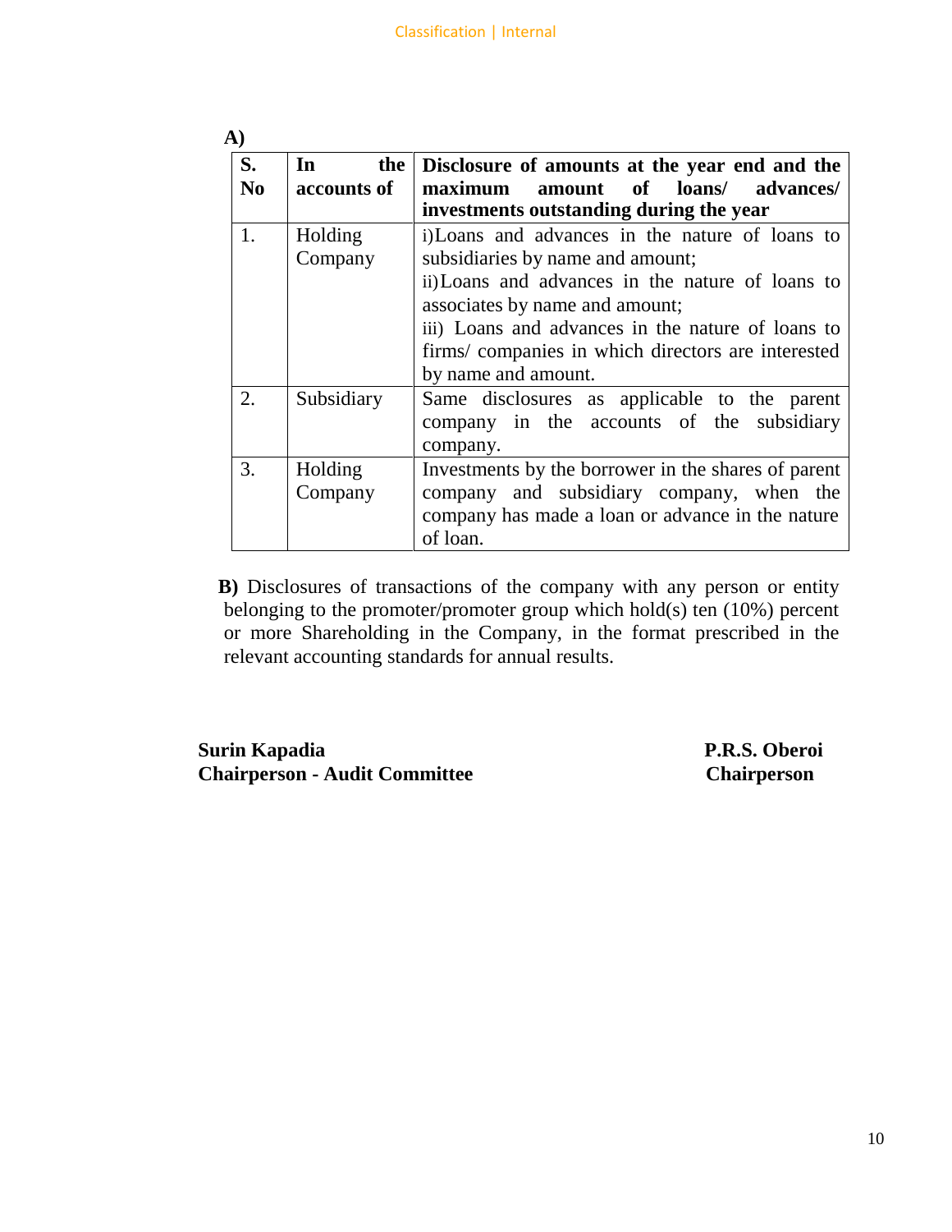**A)**

| S. No | In the accounts of | Disclosure of amounts at the year end and the maximum amount of loans/ advances/ investments outstanding during the year |
|---|---|---|
| 1. | Holding Company | i)Loans and advances in the nature of loans to subsidiaries by name and amount;<br>ii)Loans and advances in the nature of loans to associates by name and amount;<br>iii) Loans and advances in the nature of loans to firms/ companies in which directors are interested by name and amount. |
| 2. | Subsidiary | Same disclosures as applicable to the parent company in the accounts of the subsidiary company. |
| 3. | Holding Company | Investments by the borrower in the shares of parent company and subsidiary company, when the company has made a loan or advance in the nature of loan. |

**B)** Disclosures of transactions of the company with any person or entity belonging to the promoter/promoter group which hold(s) ten (10%) percent or more Shareholding in the Company, in the format prescribed in the relevant accounting standards for annual results.

**Surin Kapadia**
**Chairperson - Audit Committee**

**P.R.S. Oberoi**
**Chairperson**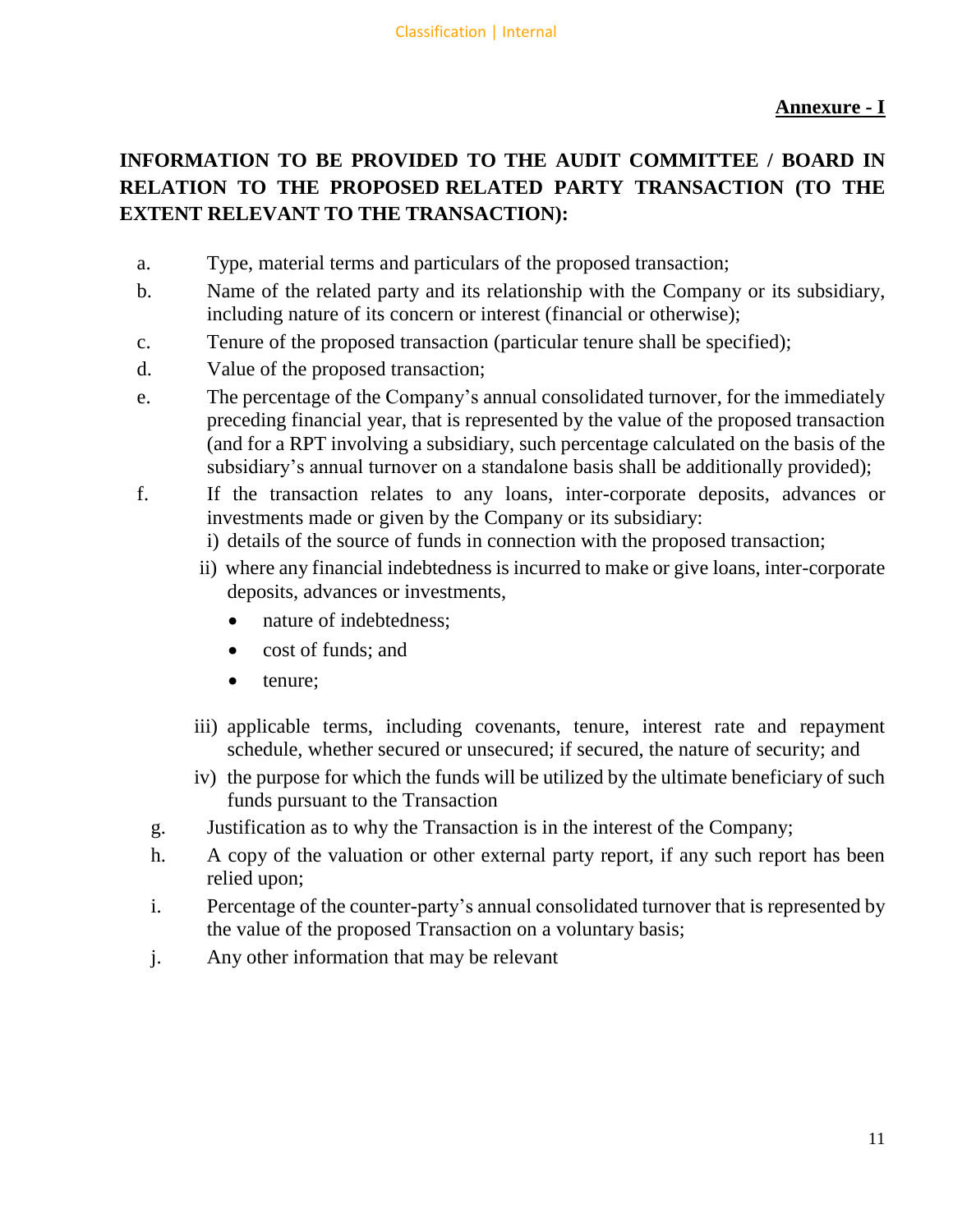**Annexure - I**

## INFORMATION TO BE PROVIDED TO THE AUDIT COMMITTEE / BOARD IN RELATION TO THE PROPOSED RELATED PARTY TRANSACTION (TO THE EXTENT RELEVANT TO THE TRANSACTION):

a. Type, material terms and particulars of the proposed transaction;

b. Name of the related party and its relationship with the Company or its subsidiary, including nature of its concern or interest (financial or otherwise);

c. Tenure of the proposed transaction (particular tenure shall be specified);

d. Value of the proposed transaction;

e. The percentage of the Company's annual consolidated turnover, for the immediately preceding financial year, that is represented by the value of the proposed transaction (and for a RPT involving a subsidiary, such percentage calculated on the basis of the subsidiary's annual turnover on a standalone basis shall be additionally provided);

f. If the transaction relates to any loans, inter-corporate deposits, advances or investments made or given by the Company or its subsidiary:
   - i) details of the source of funds in connection with the proposed transaction;
   - ii) where any financial indebtedness is incurred to make or give loans, inter-corporate deposits, advances or investments,
     - nature of indebtedness;
     - cost of funds; and
     - tenure;
   - iii) applicable terms, including covenants, tenure, interest rate and repayment schedule, whether secured or unsecured; if secured, the nature of security; and
   - iv) the purpose for which the funds will be utilized by the ultimate beneficiary of such funds pursuant to the Transaction

g. Justification as to why the Transaction is in the interest of the Company;

h. A copy of the valuation or other external party report, if any such report has been relied upon;

i. Percentage of the counter-party's annual consolidated turnover that is represented by the value of the proposed Transaction on a voluntary basis;

j. Any other information that may be relevant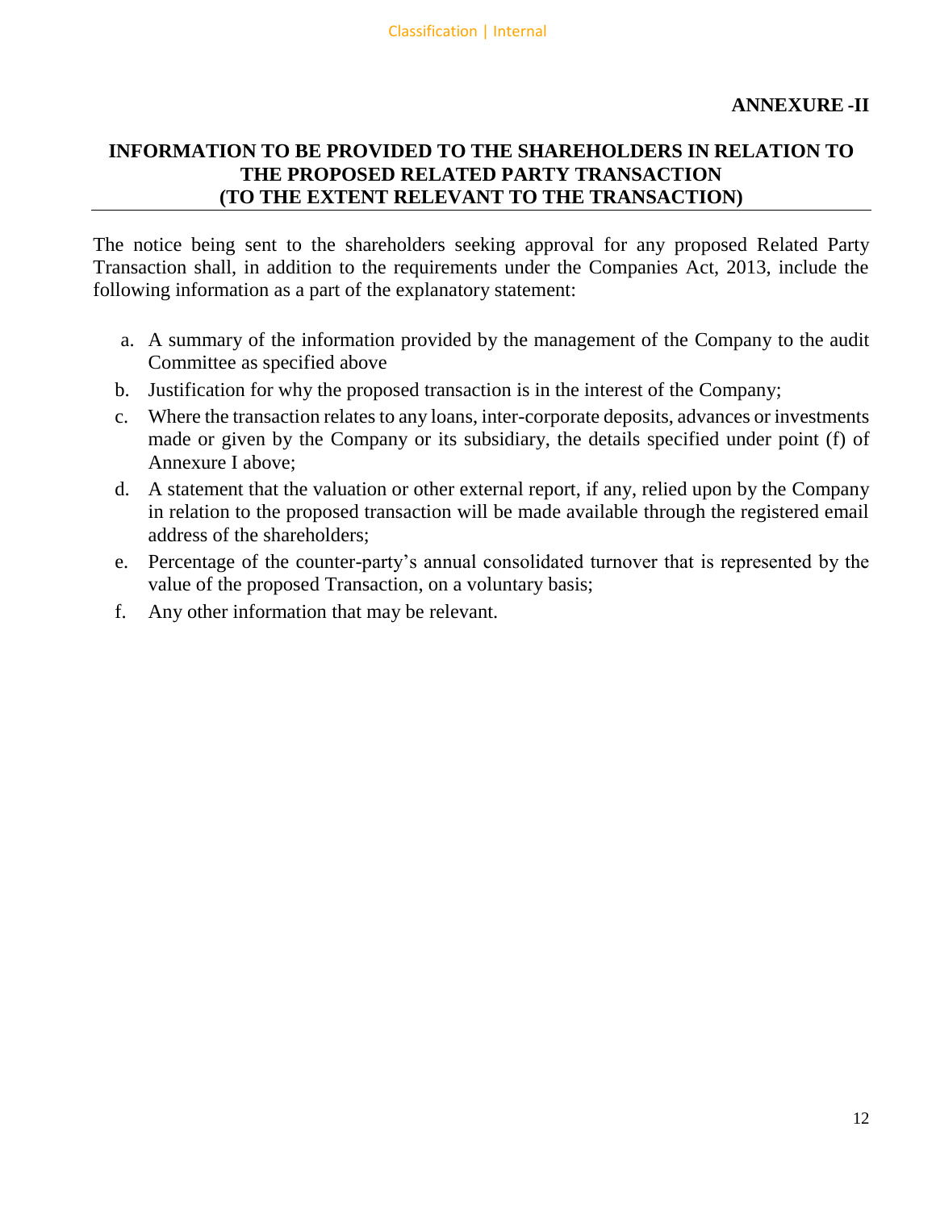**ANNEXURE -II**

## INFORMATION TO BE PROVIDED TO THE SHAREHOLDERS IN RELATION TO THE PROPOSED RELATED PARTY TRANSACTION (TO THE EXTENT RELEVANT TO THE TRANSACTION)

The notice being sent to the shareholders seeking approval for any proposed Related Party Transaction shall, in addition to the requirements under the Companies Act, 2013, include the following information as a part of the explanatory statement:

a. A summary of the information provided by the management of the Company to the audit Committee as specified above
b. Justification for why the proposed transaction is in the interest of the Company;
c. Where the transaction relates to any loans, inter-corporate deposits, advances or investments made or given by the Company or its subsidiary, the details specified under point (f) of Annexure I above;
d. A statement that the valuation or other external report, if any, relied upon by the Company in relation to the proposed transaction will be made available through the registered email address of the shareholders;
e. Percentage of the counter-party's annual consolidated turnover that is represented by the value of the proposed Transaction, on a voluntary basis;
f. Any other information that may be relevant.